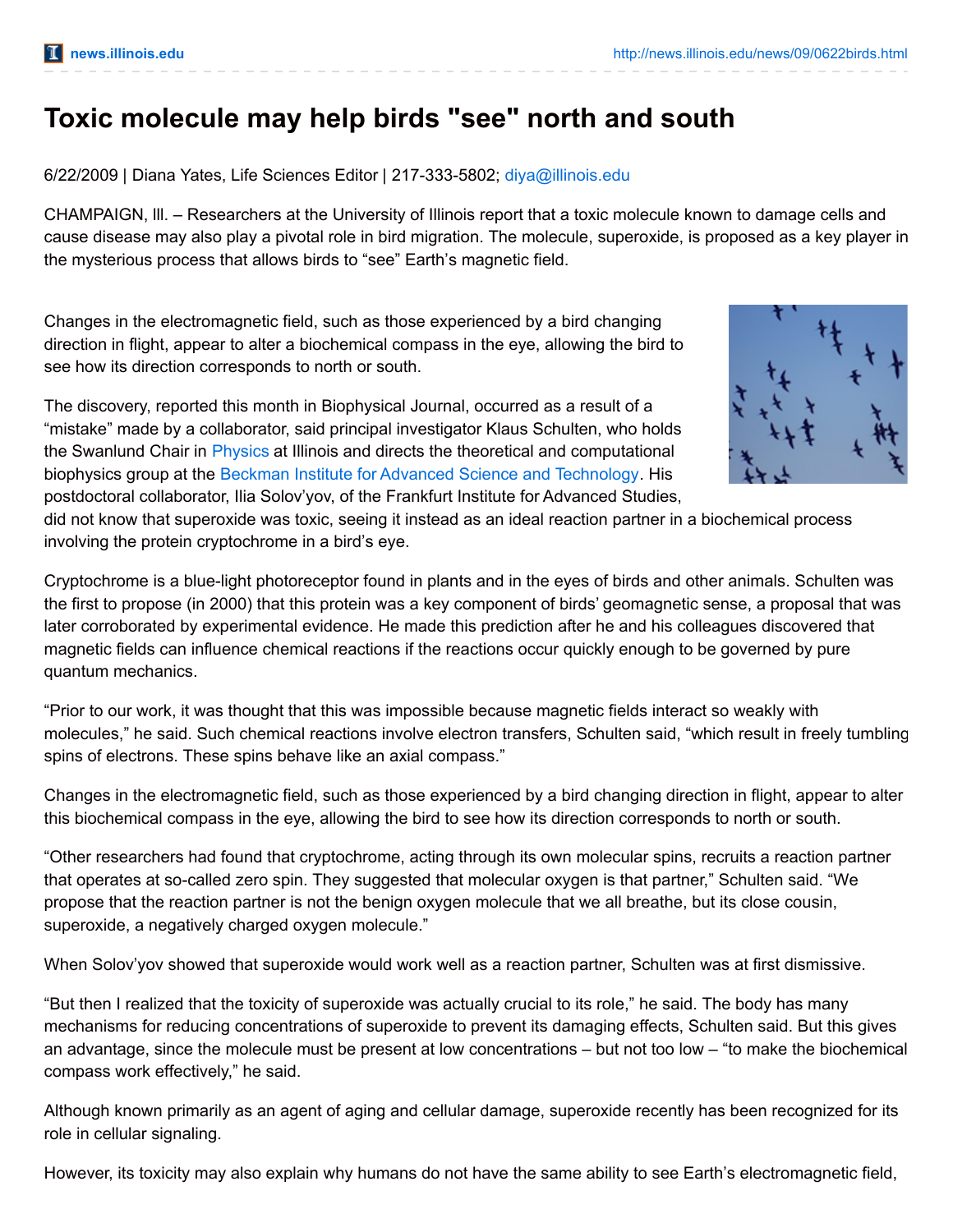# Toxic molecule may help birds "see" north and south

6/22/2009 | Diana Yates, Life Sciences Editor | 217-333-5802; diya@illinois.edu

CHAMPAIGN, lll. – Researchers at the University of Illinois report that a toxic molecule known to damage cells and cause disease may also play a pivotal role in bird migration. The molecule, superoxide, is proposed as a key player in the mysterious process that allows birds to "see" Earth's magnetic field.

Changes in the electromagnetic field, such as those experienced by a bird changing direction in flight, appear to alter a biochemical compass in the eye, allowing the bird to see how its direction corresponds to north or south.

The discovery, reported this month in Biophysical Journal, occurred as a result of a "mistake" made by a collaborator, said principal investigator Klaus Schulten, who holds the Swanlund Chair in Physics at Illinois and directs the theoretical and computational biophysics group at the Beckman Institute for Advanced Science and Technology. His postdoctoral collaborator, Ilia Solov'yov, of the Frankfurt Institute for Advanced Studies, did not know that superoxide was toxic, seeing it instead as an ideal reaction partner in a biochemical process involving the protein cryptochrome in a bird's eye.

Cryptochrome is a blue-light photoreceptor found in plants and in the eyes of birds and other animals. Schulten was the first to propose (in 2000) that this protein was a key component of birds' geomagnetic sense, a proposal that was later corroborated by experimental evidence. He made this prediction after he and his colleagues discovered that magnetic fields can influence chemical reactions if the reactions occur quickly enough to be governed by pure quantum mechanics.

"Prior to our work, it was thought that this was impossible because magnetic fields interact so weakly with molecules," he said. Such chemical reactions involve electron transfers, Schulten said, "which result in freely tumbling spins of electrons. These spins behave like an axial compass."

Changes in the electromagnetic field, such as those experienced by a bird changing direction in flight, appear to alter this biochemical compass in the eye, allowing the bird to see how its direction corresponds to north or south.

"Other researchers had found that cryptochrome, acting through its own molecular spins, recruits a reaction partner that operates at so-called zero spin. They suggested that molecular oxygen is that partner," Schulten said. "We propose that the reaction partner is not the benign oxygen molecule that we all breathe, but its close cousin, superoxide, a negatively charged oxygen molecule."

When Solov'yov showed that superoxide would work well as a reaction partner, Schulten was at first dismissive.

"But then I realized that the toxicity of superoxide was actually crucial to its role," he said. The body has many mechanisms for reducing concentrations of superoxide to prevent its damaging effects, Schulten said. But this gives an advantage, since the molecule must be present at low concentrations – but not too low – "to make the biochemical compass work effectively," he said.

Although known primarily as an agent of aging and cellular damage, superoxide recently has been recognized for its role in cellular signaling.

However, its toxicity may also explain why humans do not have the same ability to see Earth's electromagnetic field,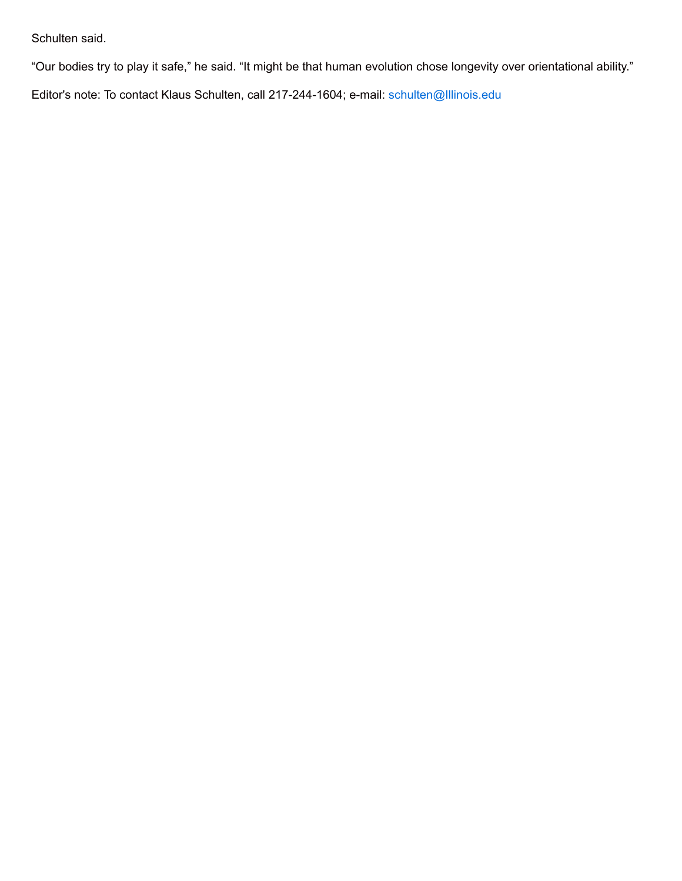Schulten said.

“Our bodies try to play it safe,” he said. “It might be that human evolution chose longevity over orientational ability.”

Editor's note: To contact Klaus Schulten, call 217-244-1604; e-mail: schulten@Illinois.edu